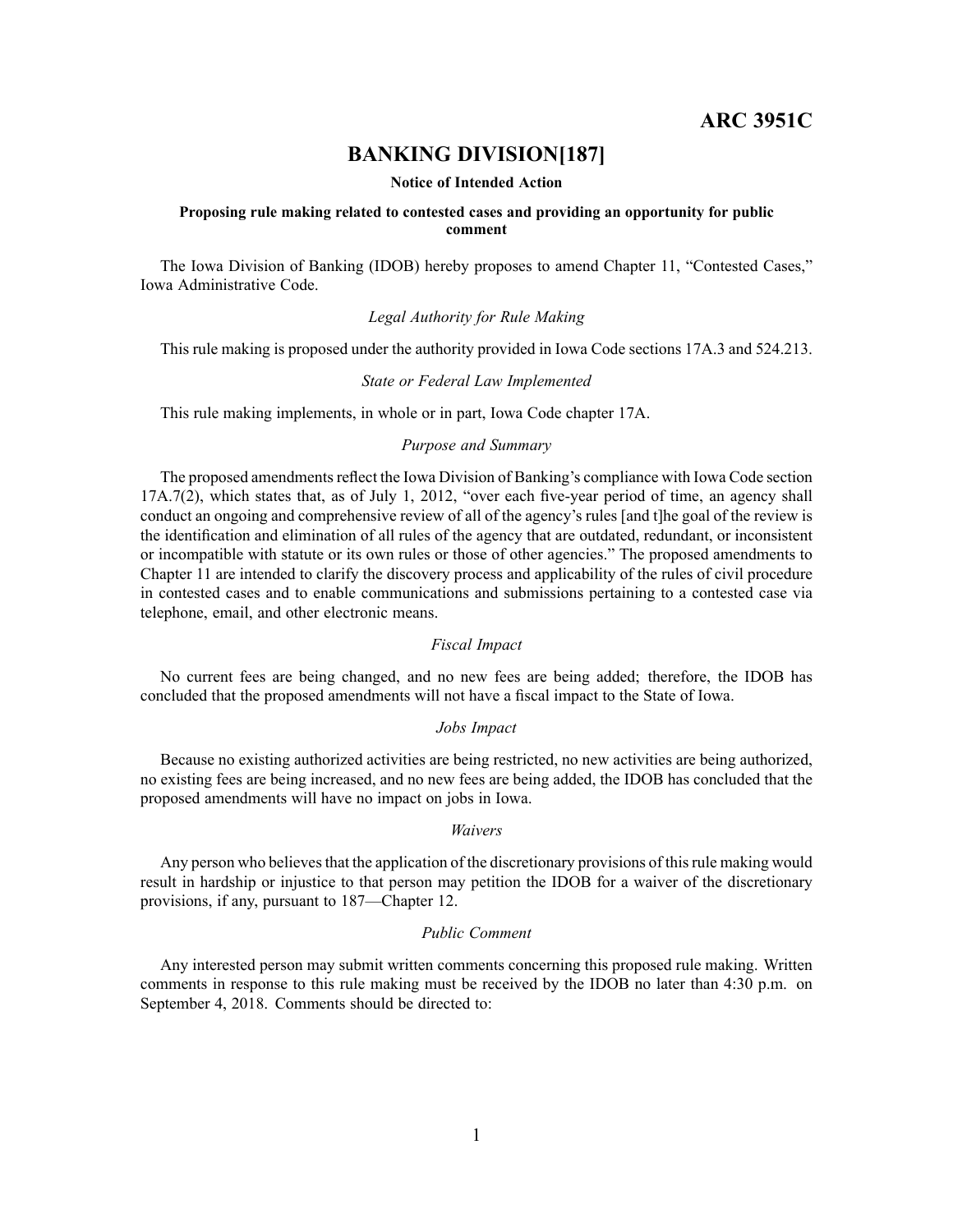# ARC 3951C

## BANKING DIVISION[187]

**Notice of Intended Action**

**Proposing rule making related to contested cases and providing an opportunity for public comment**

The Iowa Division of Banking (IDOB) hereby proposes to amend Chapter 11, "Contested Cases," Iowa Administrative Code.

*Legal Authority for Rule Making*

This rule making is proposed under the authority provided in Iowa Code sections 17A.3 and 524.213.

*State or Federal Law Implemented*

This rule making implements, in whole or in part, Iowa Code chapter 17A.

*Purpose and Summary*

The proposed amendments reflect the Iowa Division of Banking's compliance with Iowa Code section 17A.7(2), which states that, as of July 1, 2012, "over each five-year period of time, an agency shall conduct an ongoing and comprehensive review of all of the agency's rules [and t]he goal of the review is the identification and elimination of all rules of the agency that are outdated, redundant, or inconsistent or incompatible with statute or its own rules or those of other agencies." The proposed amendments to Chapter 11 are intended to clarify the discovery process and applicability of the rules of civil procedure in contested cases and to enable communications and submissions pertaining to a contested case via telephone, email, and other electronic means.

*Fiscal Impact*

No current fees are being changed, and no new fees are being added; therefore, the IDOB has concluded that the proposed amendments will not have a fiscal impact to the State of Iowa.

*Jobs Impact*

Because no existing authorized activities are being restricted, no new activities are being authorized, no existing fees are being increased, and no new fees are being added, the IDOB has concluded that the proposed amendments will have no impact on jobs in Iowa.

*Waivers*

Any person who believes that the application of the discretionary provisions of this rule making would result in hardship or injustice to that person may petition the IDOB for a waiver of the discretionary provisions, if any, pursuant to 187—Chapter 12.

*Public Comment*

Any interested person may submit written comments concerning this proposed rule making. Written comments in response to this rule making must be received by the IDOB no later than 4:30 p.m. on September 4, 2018. Comments should be directed to: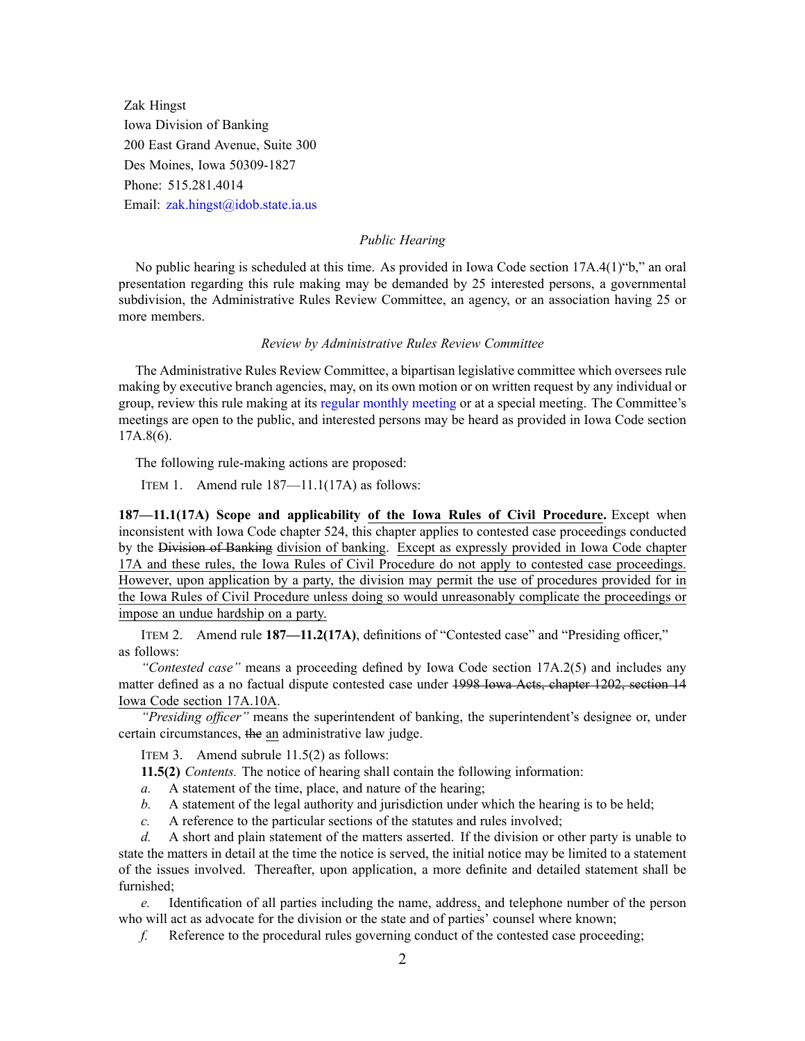Zak Hingst
Iowa Division of Banking
200 East Grand Avenue, Suite 300
Des Moines, Iowa 50309-1827
Phone: 515.281.4014
Email: zak.hingst@idob.state.ia.us

*Public Hearing*

No public hearing is scheduled at this time. As provided in Iowa Code section 17A.4(1)"b," an oral presentation regarding this rule making may be demanded by 25 interested persons, a governmental subdivision, the Administrative Rules Review Committee, an agency, or an association having 25 or more members.

*Review by Administrative Rules Review Committee*

The Administrative Rules Review Committee, a bipartisan legislative committee which oversees rule making by executive branch agencies, may, on its own motion or on written request by any individual or group, review this rule making at its regular monthly meeting or at a special meeting. The Committee's meetings are open to the public, and interested persons may be heard as provided in Iowa Code section 17A.8(6).

The following rule-making actions are proposed:

ITEM 1. Amend rule 187—11.1(17A) as follows:

**187—11.1(17A) Scope and applicability <u>of the Iowa Rules of Civil Procedure</u>.** Except when inconsistent with Iowa Code chapter 524, this chapter applies to contested case proceedings conducted by the ~~Division of Banking~~ <u>division of banking</u>. <u>Except as expressly provided in Iowa Code chapter 17A and these rules, the Iowa Rules of Civil Procedure do not apply to contested case proceedings. However, upon application by a party, the division may permit the use of procedures provided for in the Iowa Rules of Civil Procedure unless doing so would unreasonably complicate the proceedings or impose an undue hardship on a party.</u>

ITEM 2. Amend rule **187—11.2(17A)**, definitions of "Contested case" and "Presiding officer," as follows:

*"Contested case"* means a proceeding defined by Iowa Code section 17A.2(5) and includes any matter defined as a no factual dispute contested case under ~~1998 Iowa Acts, chapter 1202, section 14~~ <u>Iowa Code section 17A.10A</u>.

*"Presiding officer"* means the superintendent of banking, the superintendent's designee or, under certain circumstances, ~~the~~ <u>an</u> administrative law judge.

ITEM 3. Amend subrule 11.5(2) as follows:

**11.5(2)** *Contents.* The notice of hearing shall contain the following information:

*a.* A statement of the time, place, and nature of the hearing;

*b.* A statement of the legal authority and jurisdiction under which the hearing is to be held;

*c.* A reference to the particular sections of the statutes and rules involved;

*d.* A short and plain statement of the matters asserted. If the division or other party is unable to state the matters in detail at the time the notice is served, the initial notice may be limited to a statement of the issues involved. Thereafter, upon application, a more definite and detailed statement shall be furnished;

*e.* Identification of all parties including the name, address<u>,</u> and telephone number of the person who will act as advocate for the division or the state and of parties' counsel where known;

*f.* Reference to the procedural rules governing conduct of the contested case proceeding;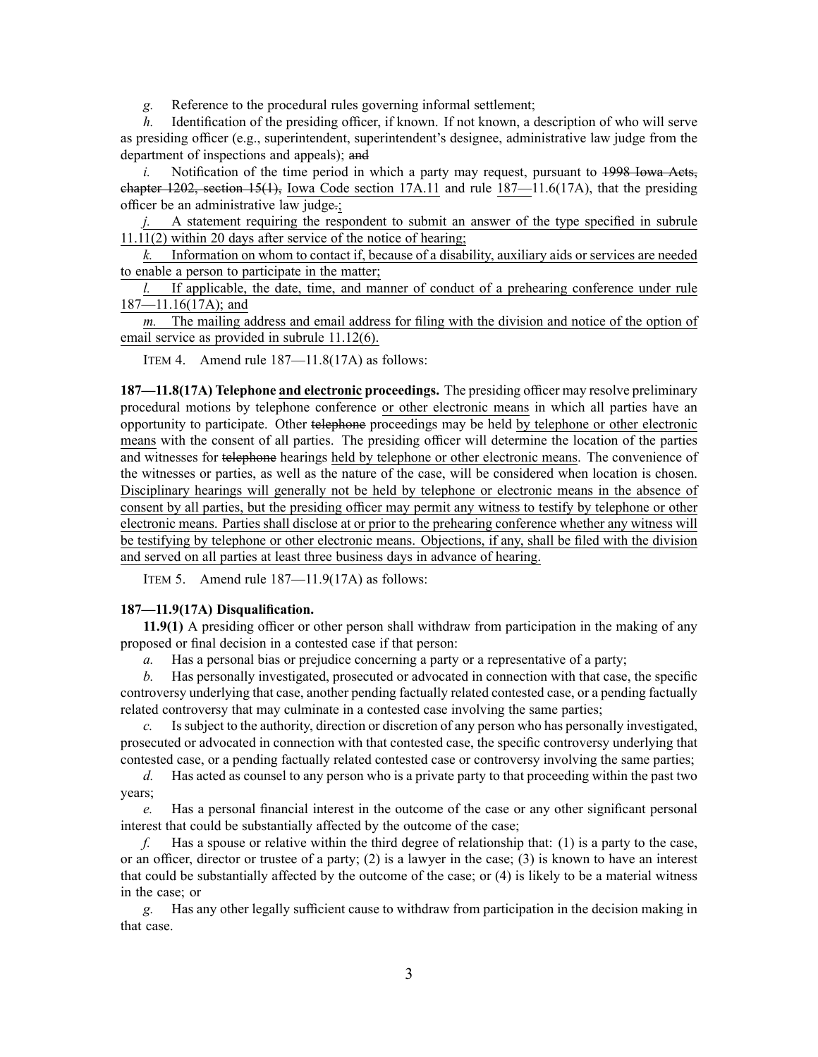*g.* Reference to the procedural rules governing informal settlement;

*h.* Identification of the presiding officer, if known. If not known, a description of who will serve as presiding officer (e.g., superintendent, superintendent's designee, administrative law judge from the department of inspections and appeals); ~~and~~

*i.* Notification of the time period in which a party may request, pursuant to ~~1998 Iowa Acts, chapter 1202, section 15(1),~~ Iowa Code section 17A.11 and rule 187—11.6(17A), that the presiding officer be an administrative law judge~~.~~;

*j.* A statement requiring the respondent to submit an answer of the type specified in subrule 11.11(2) within 20 days after service of the notice of hearing;

*k.* Information on whom to contact if, because of a disability, auxiliary aids or services are needed to enable a person to participate in the matter;

*l.* If applicable, the date, time, and manner of conduct of a prehearing conference under rule 187—11.16(17A); and

*m.* The mailing address and email address for filing with the division and notice of the option of email service as provided in subrule 11.12(6).

ITEM 4. Amend rule 187—11.8(17A) as follows:

**187—11.8(17A) Telephone and electronic proceedings.** The presiding officer may resolve preliminary procedural motions by telephone conference or other electronic means in which all parties have an opportunity to participate. Other ~~telephone~~ proceedings may be held by telephone or other electronic means with the consent of all parties. The presiding officer will determine the location of the parties and witnesses for ~~telephone~~ hearings held by telephone or other electronic means. The convenience of the witnesses or parties, as well as the nature of the case, will be considered when location is chosen. Disciplinary hearings will generally not be held by telephone or electronic means in the absence of consent by all parties, but the presiding officer may permit any witness to testify by telephone or other electronic means. Parties shall disclose at or prior to the prehearing conference whether any witness will be testifying by telephone or other electronic means. Objections, if any, shall be filed with the division and served on all parties at least three business days in advance of hearing.

ITEM 5. Amend rule 187—11.9(17A) as follows:

**187—11.9(17A) Disqualification.**

**11.9(1)** A presiding officer or other person shall withdraw from participation in the making of any proposed or final decision in a contested case if that person:

*a.* Has a personal bias or prejudice concerning a party or a representative of a party;

*b.* Has personally investigated, prosecuted or advocated in connection with that case, the specific controversy underlying that case, another pending factually related contested case, or a pending factually related controversy that may culminate in a contested case involving the same parties;

*c.* Is subject to the authority, direction or discretion of any person who has personally investigated, prosecuted or advocated in connection with that contested case, the specific controversy underlying that contested case, or a pending factually related contested case or controversy involving the same parties;

*d.* Has acted as counsel to any person who is a private party to that proceeding within the past two years;

*e.* Has a personal financial interest in the outcome of the case or any other significant personal interest that could be substantially affected by the outcome of the case;

*f.* Has a spouse or relative within the third degree of relationship that: (1) is a party to the case, or an officer, director or trustee of a party; (2) is a lawyer in the case; (3) is known to have an interest that could be substantially affected by the outcome of the case; or (4) is likely to be a material witness in the case; or

*g.* Has any other legally sufficient cause to withdraw from participation in the decision making in that case.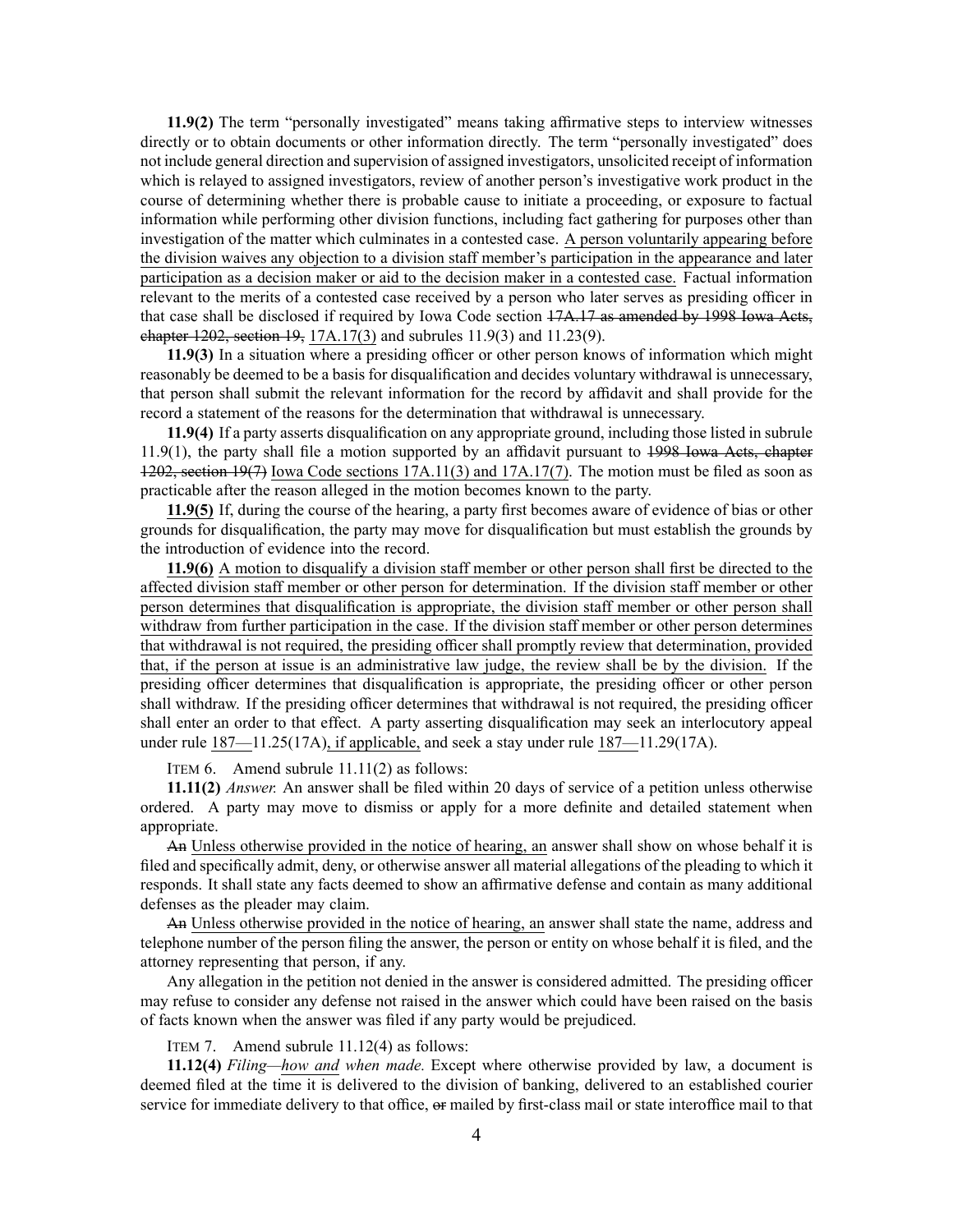**11.9(2)** The term "personally investigated" means taking affirmative steps to interview witnesses directly or to obtain documents or other information directly. The term "personally investigated" does not include general direction and supervision of assigned investigators, unsolicited receipt of information which is relayed to assigned investigators, review of another person's investigative work product in the course of determining whether there is probable cause to initiate a proceeding, or exposure to factual information while performing other division functions, including fact gathering for purposes other than investigation of the matter which culminates in a contested case. <u>A person voluntarily appearing before the division waives any objection to a division staff member's participation in the appearance and later participation as a decision maker or aid to the decision maker in a contested case.</u> Factual information relevant to the merits of a contested case received by a person who later serves as presiding officer in that case shall be disclosed if required by Iowa Code section ~~17A.17 as amended by 1998 Iowa Acts, chapter 1202, section 19,~~ <u>17A.17(3)</u> and subrules 11.9(3) and 11.23(9).

**11.9(3)** In a situation where a presiding officer or other person knows of information which might reasonably be deemed to be a basis for disqualification and decides voluntary withdrawal is unnecessary, that person shall submit the relevant information for the record by affidavit and shall provide for the record a statement of the reasons for the determination that withdrawal is unnecessary.

**11.9(4)** If a party asserts disqualification on any appropriate ground, including those listed in subrule 11.9(1), the party shall file a motion supported by an affidavit pursuant to ~~1998 Iowa Acts, chapter 1202, section 19(7)~~ <u>Iowa Code sections 17A.11(3) and 17A.17(7)</u>. The motion must be filed as soon as practicable after the reason alleged in the motion becomes known to the party.

<u>**11.9(5)**</u> If, during the course of the hearing, a party first becomes aware of evidence of bias or other grounds for disqualification, the party may move for disqualification but must establish the grounds by the introduction of evidence into the record.

<u>**11.9(6)** A motion to disqualify a division staff member or other person shall first be directed to the affected division staff member or other person for determination. If the division staff member or other person determines that disqualification is appropriate, the division staff member or other person shall withdraw from further participation in the case. If the division staff member or other person determines that withdrawal is not required, the presiding officer shall promptly review that determination, provided that, if the person at issue is an administrative law judge, the review shall be by the division.</u> If the presiding officer determines that disqualification is appropriate, the presiding officer or other person shall withdraw. If the presiding officer determines that withdrawal is not required, the presiding officer shall enter an order to that effect. A party asserting disqualification may seek an interlocutory appeal under rule <u>187</u>—11.25(17A)<u>, if applicable,</u> and seek a stay under rule <u>187</u>—11.29(17A).

ITEM 6. Amend subrule 11.11(2) as follows:

**11.11(2)** *Answer.* An answer shall be filed within 20 days of service of a petition unless otherwise ordered. A party may move to dismiss or apply for a more definite and detailed statement when appropriate.

~~An~~ <u>Unless otherwise provided in the notice of hearing, an</u> answer shall show on whose behalf it is filed and specifically admit, deny, or otherwise answer all material allegations of the pleading to which it responds. It shall state any facts deemed to show an affirmative defense and contain as many additional defenses as the pleader may claim.

~~An~~ <u>Unless otherwise provided in the notice of hearing, an</u> answer shall state the name, address and telephone number of the person filing the answer, the person or entity on whose behalf it is filed, and the attorney representing that person, if any.

Any allegation in the petition not denied in the answer is considered admitted. The presiding officer may refuse to consider any defense not raised in the answer which could have been raised on the basis of facts known when the answer was filed if any party would be prejudiced.

ITEM 7. Amend subrule 11.12(4) as follows:

**11.12(4)** *Filing—<u>how and</u> when made.* Except where otherwise provided by law, a document is deemed filed at the time it is delivered to the division of banking, delivered to an established courier service for immediate delivery to that office, ~~or~~ mailed by first-class mail or state interoffice mail to that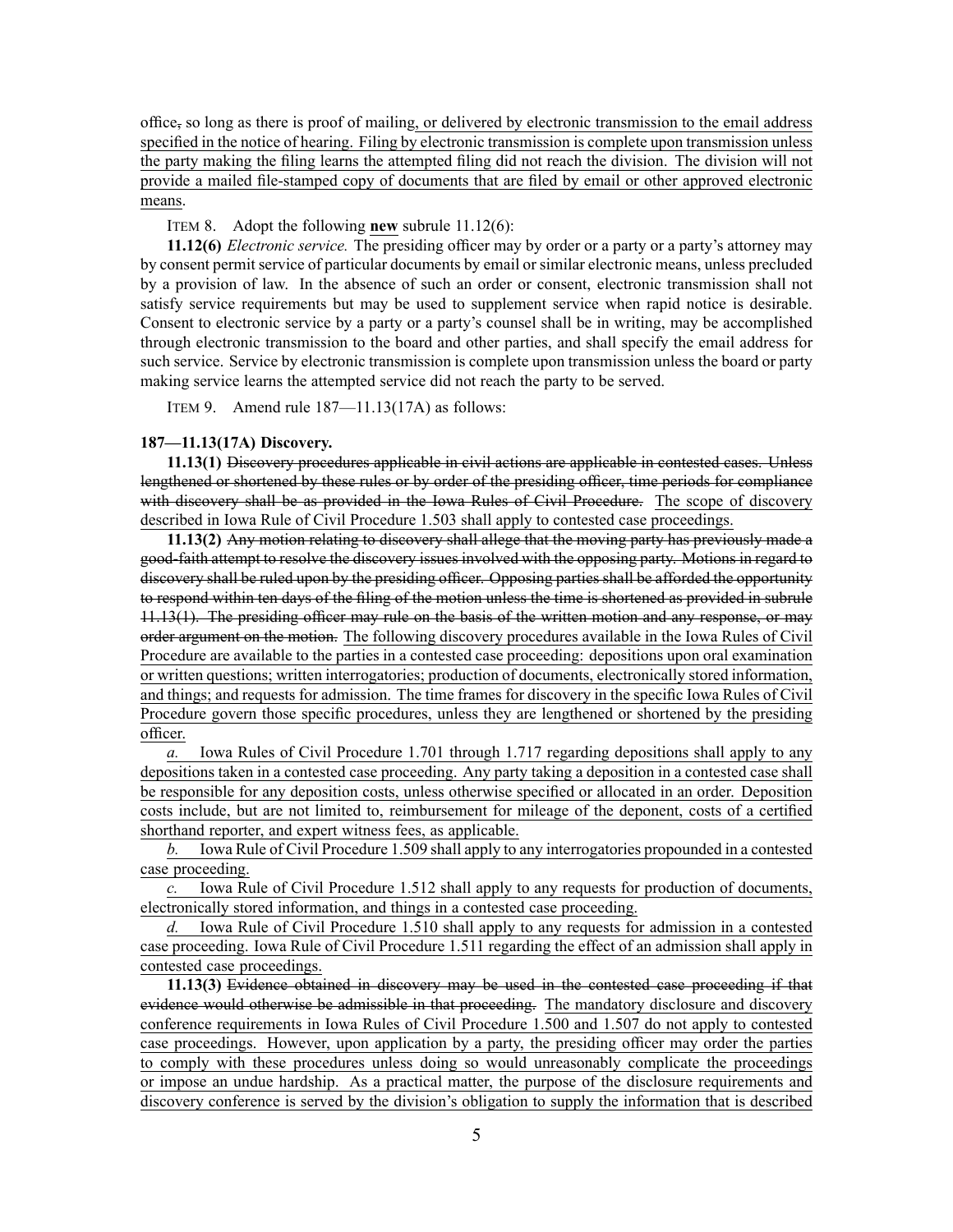office, so long as there is proof of mailing, or delivered by electronic transmission to the email address specified in the notice of hearing. Filing by electronic transmission is complete upon transmission unless the party making the filing learns the attempted filing did not reach the division. The division will not provide a mailed file-stamped copy of documents that are filed by email or other approved electronic means.

ITEM 8. Adopt the following **new** subrule 11.12(6):

**11.12(6)** *Electronic service.* The presiding officer may by order or a party or a party's attorney may by consent permit service of particular documents by email or similar electronic means, unless precluded by a provision of law. In the absence of such an order or consent, electronic transmission shall not satisfy service requirements but may be used to supplement service when rapid notice is desirable. Consent to electronic service by a party or a party's counsel shall be in writing, may be accomplished through electronic transmission to the board and other parties, and shall specify the email address for such service. Service by electronic transmission is complete upon transmission unless the board or party making service learns the attempted service did not reach the party to be served.

ITEM 9. Amend rule 187—11.13(17A) as follows:

**187—11.13(17A) Discovery.**

**11.13(1)** ~~Discovery procedures applicable in civil actions are applicable in contested cases. Unless lengthened or shortened by these rules or by order of the presiding officer, time periods for compliance with discovery shall be as provided in the Iowa Rules of Civil Procedure.~~ The scope of discovery described in Iowa Rule of Civil Procedure 1.503 shall apply to contested case proceedings.

**11.13(2)** ~~Any motion relating to discovery shall allege that the moving party has previously made a good-faith attempt to resolve the discovery issues involved with the opposing party. Motions in regard to discovery shall be ruled upon by the presiding officer. Opposing parties shall be afforded the opportunity to respond within ten days of the filing of the motion unless the time is shortened as provided in subrule 11.13(1). The presiding officer may rule on the basis of the written motion and any response, or may order argument on the motion.~~ The following discovery procedures available in the Iowa Rules of Civil Procedure are available to the parties in a contested case proceeding: depositions upon oral examination or written questions; written interrogatories; production of documents, electronically stored information, and things; and requests for admission. The time frames for discovery in the specific Iowa Rules of Civil Procedure govern those specific procedures, unless they are lengthened or shortened by the presiding officer.

*a.* Iowa Rules of Civil Procedure 1.701 through 1.717 regarding depositions shall apply to any depositions taken in a contested case proceeding. Any party taking a deposition in a contested case shall be responsible for any deposition costs, unless otherwise specified or allocated in an order. Deposition costs include, but are not limited to, reimbursement for mileage of the deponent, costs of a certified shorthand reporter, and expert witness fees, as applicable.

*b.* Iowa Rule of Civil Procedure 1.509 shall apply to any interrogatories propounded in a contested case proceeding.

*c.* Iowa Rule of Civil Procedure 1.512 shall apply to any requests for production of documents, electronically stored information, and things in a contested case proceeding.

*d.* Iowa Rule of Civil Procedure 1.510 shall apply to any requests for admission in a contested case proceeding. Iowa Rule of Civil Procedure 1.511 regarding the effect of an admission shall apply in contested case proceedings.

**11.13(3)** ~~Evidence obtained in discovery may be used in the contested case proceeding if that evidence would otherwise be admissible in that proceeding.~~ The mandatory disclosure and discovery conference requirements in Iowa Rules of Civil Procedure 1.500 and 1.507 do not apply to contested case proceedings. However, upon application by a party, the presiding officer may order the parties to comply with these procedures unless doing so would unreasonably complicate the proceedings or impose an undue hardship. As a practical matter, the purpose of the disclosure requirements and discovery conference is served by the division's obligation to supply the information that is described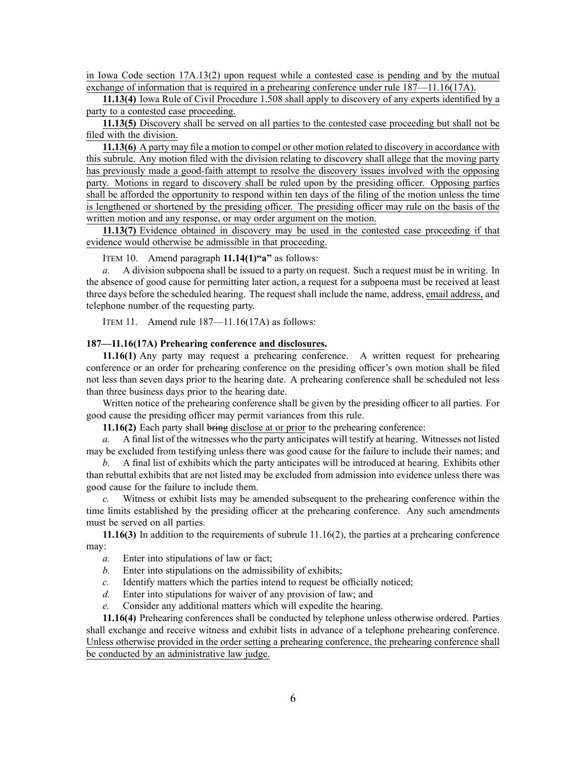in Iowa Code section 17A.13(2) upon request while a contested case is pending and by the mutual exchange of information that is required in a prehearing conference under rule 187—11.16(17A).

**11.13(4)** Iowa Rule of Civil Procedure 1.508 shall apply to discovery of any experts identified by a party to a contested case proceeding.

**11.13(5)** Discovery shall be served on all parties to the contested case proceeding but shall not be filed with the division.

**11.13(6)** A party may file a motion to compel or other motion related to discovery in accordance with this subrule. Any motion filed with the division relating to discovery shall allege that the moving party has previously made a good-faith attempt to resolve the discovery issues involved with the opposing party. Motions in regard to discovery shall be ruled upon by the presiding officer. Opposing parties shall be afforded the opportunity to respond within ten days of the filing of the motion unless the time is lengthened or shortened by the presiding officer. The presiding officer may rule on the basis of the written motion and any response, or may order argument on the motion.

**11.13(7)** Evidence obtained in discovery may be used in the contested case proceeding if that evidence would otherwise be admissible in that proceeding.

ITEM 10. Amend paragraph **11.14(1)"a"** as follows:

*a.* A division subpoena shall be issued to a party on request. Such a request must be in writing. In the absence of good cause for permitting later action, a request for a subpoena must be received at least three days before the scheduled hearing. The request shall include the name, address, email address, and telephone number of the requesting party.

ITEM 11. Amend rule 187—11.16(17A) as follows:

**187—11.16(17A) Prehearing conference and disclosures.**

**11.16(1)** Any party may request a prehearing conference. A written request for prehearing conference or an order for prehearing conference on the presiding officer's own motion shall be filed not less than seven days prior to the hearing date. A prehearing conference shall be scheduled not less than three business days prior to the hearing date.

Written notice of the prehearing conference shall be given by the presiding officer to all parties. For good cause the presiding officer may permit variances from this rule.

**11.16(2)** Each party shall ~~bring~~ disclose at or prior to the prehearing conference:

*a.* A final list of the witnesses who the party anticipates will testify at hearing. Witnesses not listed may be excluded from testifying unless there was good cause for the failure to include their names; and

*b.* A final list of exhibits which the party anticipates will be introduced at hearing. Exhibits other than rebuttal exhibits that are not listed may be excluded from admission into evidence unless there was good cause for the failure to include them.

*c.* Witness or exhibit lists may be amended subsequent to the prehearing conference within the time limits established by the presiding officer at the prehearing conference. Any such amendments must be served on all parties.

**11.16(3)** In addition to the requirements of subrule 11.16(2), the parties at a prehearing conference may:

*a.* Enter into stipulations of law or fact;

*b.* Enter into stipulations on the admissibility of exhibits;

*c.* Identify matters which the parties intend to request be officially noticed;

*d.* Enter into stipulations for waiver of any provision of law; and

*e.* Consider any additional matters which will expedite the hearing.

**11.16(4)** Prehearing conferences shall be conducted by telephone unless otherwise ordered. Parties shall exchange and receive witness and exhibit lists in advance of a telephone prehearing conference. Unless otherwise provided in the order setting a prehearing conference, the prehearing conference shall be conducted by an administrative law judge.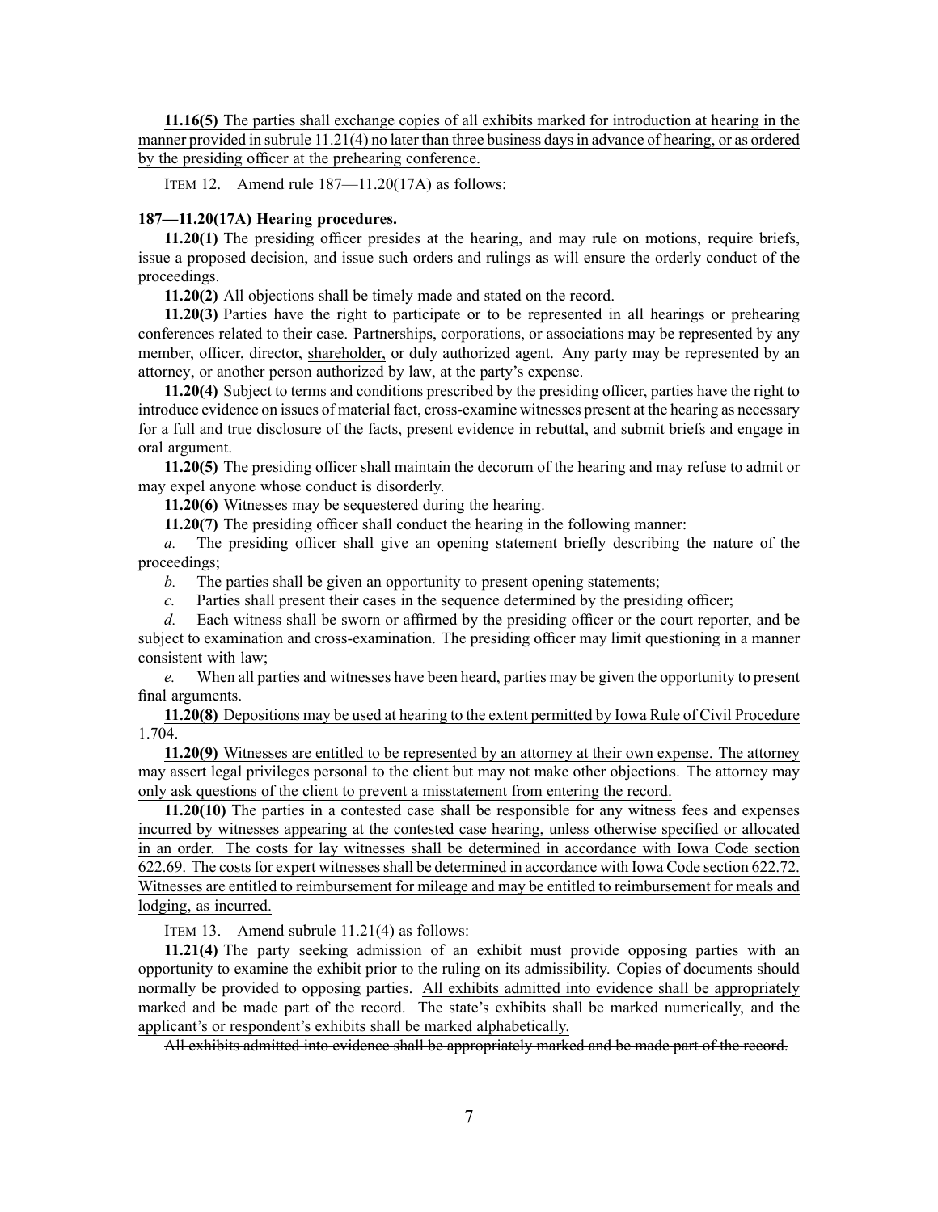**11.16(5)** The parties shall exchange copies of all exhibits marked for introduction at hearing in the manner provided in subrule 11.21(4) no later than three business days in advance of hearing, or as ordered by the presiding officer at the prehearing conference.

ITEM 12. Amend rule 187—11.20(17A) as follows:

**187—11.20(17A) Hearing procedures.**

**11.20(1)** The presiding officer presides at the hearing, and may rule on motions, require briefs, issue a proposed decision, and issue such orders and rulings as will ensure the orderly conduct of the proceedings.

**11.20(2)** All objections shall be timely made and stated on the record.

**11.20(3)** Parties have the right to participate or to be represented in all hearings or prehearing conferences related to their case. Partnerships, corporations, or associations may be represented by any member, officer, director, shareholder, or duly authorized agent. Any party may be represented by an attorney, or another person authorized by law, at the party's expense.

**11.20(4)** Subject to terms and conditions prescribed by the presiding officer, parties have the right to introduce evidence on issues of material fact, cross-examine witnesses present at the hearing as necessary for a full and true disclosure of the facts, present evidence in rebuttal, and submit briefs and engage in oral argument.

**11.20(5)** The presiding officer shall maintain the decorum of the hearing and may refuse to admit or may expel anyone whose conduct is disorderly.

**11.20(6)** Witnesses may be sequestered during the hearing.

**11.20(7)** The presiding officer shall conduct the hearing in the following manner:

*a.* The presiding officer shall give an opening statement briefly describing the nature of the proceedings;

*b.* The parties shall be given an opportunity to present opening statements;

*c.* Parties shall present their cases in the sequence determined by the presiding officer;

*d.* Each witness shall be sworn or affirmed by the presiding officer or the court reporter, and be subject to examination and cross-examination. The presiding officer may limit questioning in a manner consistent with law;

*e.* When all parties and witnesses have been heard, parties may be given the opportunity to present final arguments.

**11.20(8)** Depositions may be used at hearing to the extent permitted by Iowa Rule of Civil Procedure 1.704.

**11.20(9)** Witnesses are entitled to be represented by an attorney at their own expense. The attorney may assert legal privileges personal to the client but may not make other objections. The attorney may only ask questions of the client to prevent a misstatement from entering the record.

**11.20(10)** The parties in a contested case shall be responsible for any witness fees and expenses incurred by witnesses appearing at the contested case hearing, unless otherwise specified or allocated in an order. The costs for lay witnesses shall be determined in accordance with Iowa Code section 622.69. The costs for expert witnesses shall be determined in accordance with Iowa Code section 622.72. Witnesses are entitled to reimbursement for mileage and may be entitled to reimbursement for meals and lodging, as incurred.

ITEM 13. Amend subrule 11.21(4) as follows:

**11.21(4)** The party seeking admission of an exhibit must provide opposing parties with an opportunity to examine the exhibit prior to the ruling on its admissibility. Copies of documents should normally be provided to opposing parties. All exhibits admitted into evidence shall be appropriately marked and be made part of the record. The state's exhibits shall be marked numerically, and the applicant's or respondent's exhibits shall be marked alphabetically.

~~All exhibits admitted into evidence shall be appropriately marked and be made part of the record.~~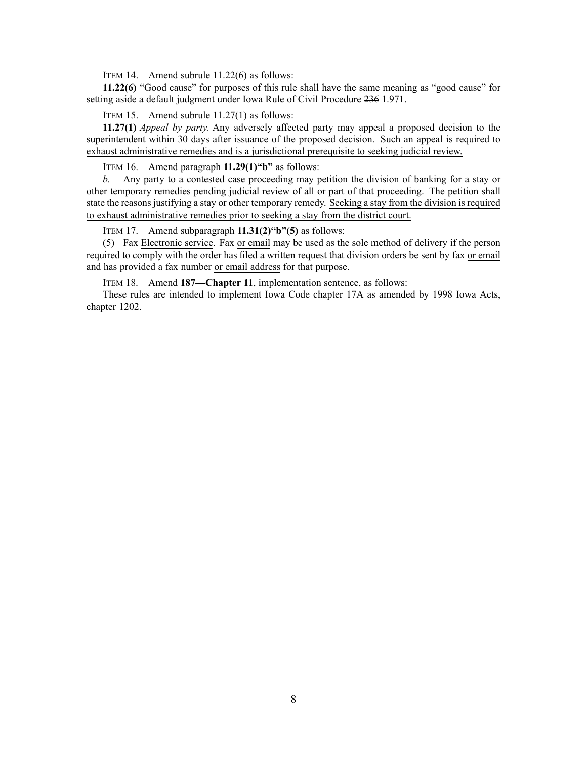ITEM 14. Amend subrule 11.22(6) as follows:

**11.22(6)** "Good cause" for purposes of this rule shall have the same meaning as "good cause" for setting aside a default judgment under Iowa Rule of Civil Procedure ~~236~~ <u>1.971</u>.

ITEM 15. Amend subrule 11.27(1) as follows:

**11.27(1)** *Appeal by party.* Any adversely affected party may appeal a proposed decision to the superintendent within 30 days after issuance of the proposed decision. <u>Such an appeal is required to exhaust administrative remedies and is a jurisdictional prerequisite to seeking judicial review.</u>

ITEM 16. Amend paragraph **11.29(1)"b"** as follows:

*b.* Any party to a contested case proceeding may petition the division of banking for a stay or other temporary remedies pending judicial review of all or part of that proceeding. The petition shall state the reasons justifying a stay or other temporary remedy. <u>Seeking a stay from the division is required to exhaust administrative remedies prior to seeking a stay from the district court.</u>

ITEM 17. Amend subparagraph **11.31(2)"b"(5)** as follows:

(5) ~~Fax~~ <u>Electronic service</u>. Fax <u>or email</u> may be used as the sole method of delivery if the person required to comply with the order has filed a written request that division orders be sent by fax <u>or email</u> and has provided a fax number <u>or email address</u> for that purpose.

ITEM 18. Amend **187—Chapter 11**, implementation sentence, as follows:

These rules are intended to implement Iowa Code chapter 17A ~~as amended by 1998 Iowa Acts, chapter 1202~~.